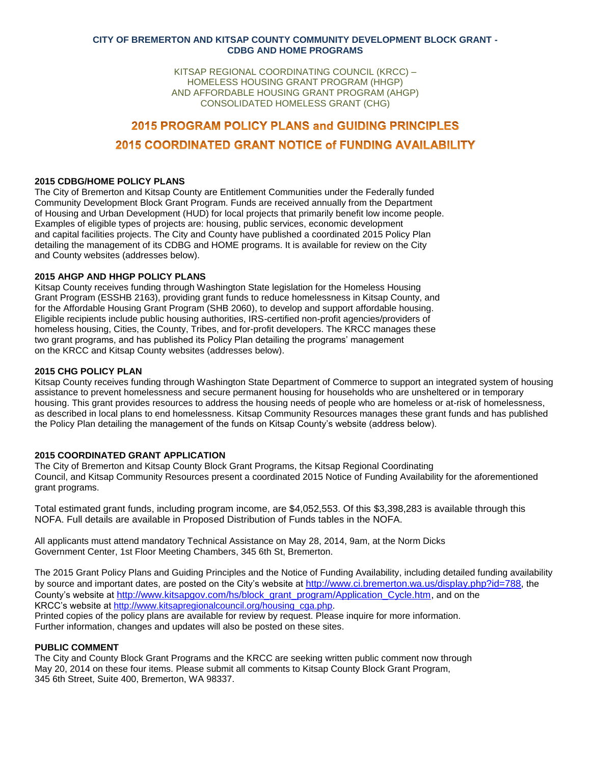**CITY OF BREMERTON AND KITSAP COUNTY COMMUNITY DEVELOPMENT BLOCK GRANT - CDBG AND HOME PROGRAMS**

KITSAP REGIONAL COORDINATING COUNCIL (KRCC) –
HOMELESS HOUSING GRANT PROGRAM (HHGP)
AND AFFORDABLE HOUSING GRANT PROGRAM (AHGP)
CONSOLIDATED HOMELESS GRANT (CHG)

# 2015 PROGRAM POLICY PLANS and GUIDING PRINCIPLES

# 2015 COORDINATED GRANT NOTICE of FUNDING AVAILABILITY

### 2015 CDBG/HOME POLICY PLANS

The City of Bremerton and Kitsap County are Entitlement Communities under the Federally funded Community Development Block Grant Program. Funds are received annually from the Department of Housing and Urban Development (HUD) for local projects that primarily benefit low income people. Examples of eligible types of projects are: housing, public services, economic development and capital facilities projects. The City and County have published a coordinated 2015 Policy Plan detailing the management of its CDBG and HOME programs. It is available for review on the City and County websites (addresses below).

### 2015 AHGP AND HHGP POLICY PLANS

Kitsap County receives funding through Washington State legislation for the Homeless Housing Grant Program (ESSHB 2163), providing grant funds to reduce homelessness in Kitsap County, and for the Affordable Housing Grant Program (SHB 2060), to develop and support affordable housing. Eligible recipients include public housing authorities, IRS-certified non-profit agencies/providers of homeless housing, Cities, the County, Tribes, and for-profit developers. The KRCC manages these two grant programs, and has published its Policy Plan detailing the programs' management on the KRCC and Kitsap County websites (addresses below).

### 2015 CHG POLICY PLAN

Kitsap County receives funding through Washington State Department of Commerce to support an integrated system of housing assistance to prevent homelessness and secure permanent housing for households who are unsheltered or in temporary housing. This grant provides resources to address the housing needs of people who are homeless or at-risk of homelessness, as described in local plans to end homelessness. Kitsap Community Resources manages these grant funds and has published the Policy Plan detailing the management of the funds on Kitsap County's website (address below).

### 2015 COORDINATED GRANT APPLICATION

The City of Bremerton and Kitsap County Block Grant Programs, the Kitsap Regional Coordinating Council, and Kitsap Community Resources present a coordinated 2015 Notice of Funding Availability for the aforementioned grant programs.

Total estimated grant funds, including program income, are $4,052,553. Of this $3,398,283 is available through this NOFA. Full details are available in Proposed Distribution of Funds tables in the NOFA.

All applicants must attend mandatory Technical Assistance on May 28, 2014, 9am, at the Norm Dicks Government Center, 1st Floor Meeting Chambers, 345 6th St, Bremerton.

The 2015 Grant Policy Plans and Guiding Principles and the Notice of Funding Availability, including detailed funding availability by source and important dates, are posted on the City's website at http://www.ci.bremerton.wa.us/display.php?id=788, the County's website at http://www.kitsapgov.com/hs/block_grant_program/Application_Cycle.htm, and on the KRCC's website at http://www.kitsapregionalcouncil.org/housing_cga.php.
Printed copies of the policy plans are available for review by request. Please inquire for more information.
Further information, changes and updates will also be posted on these sites.

### PUBLIC COMMENT

The City and County Block Grant Programs and the KRCC are seeking written public comment now through May 20, 2014 on these four items. Please submit all comments to Kitsap County Block Grant Program, 345 6th Street, Suite 400, Bremerton, WA 98337.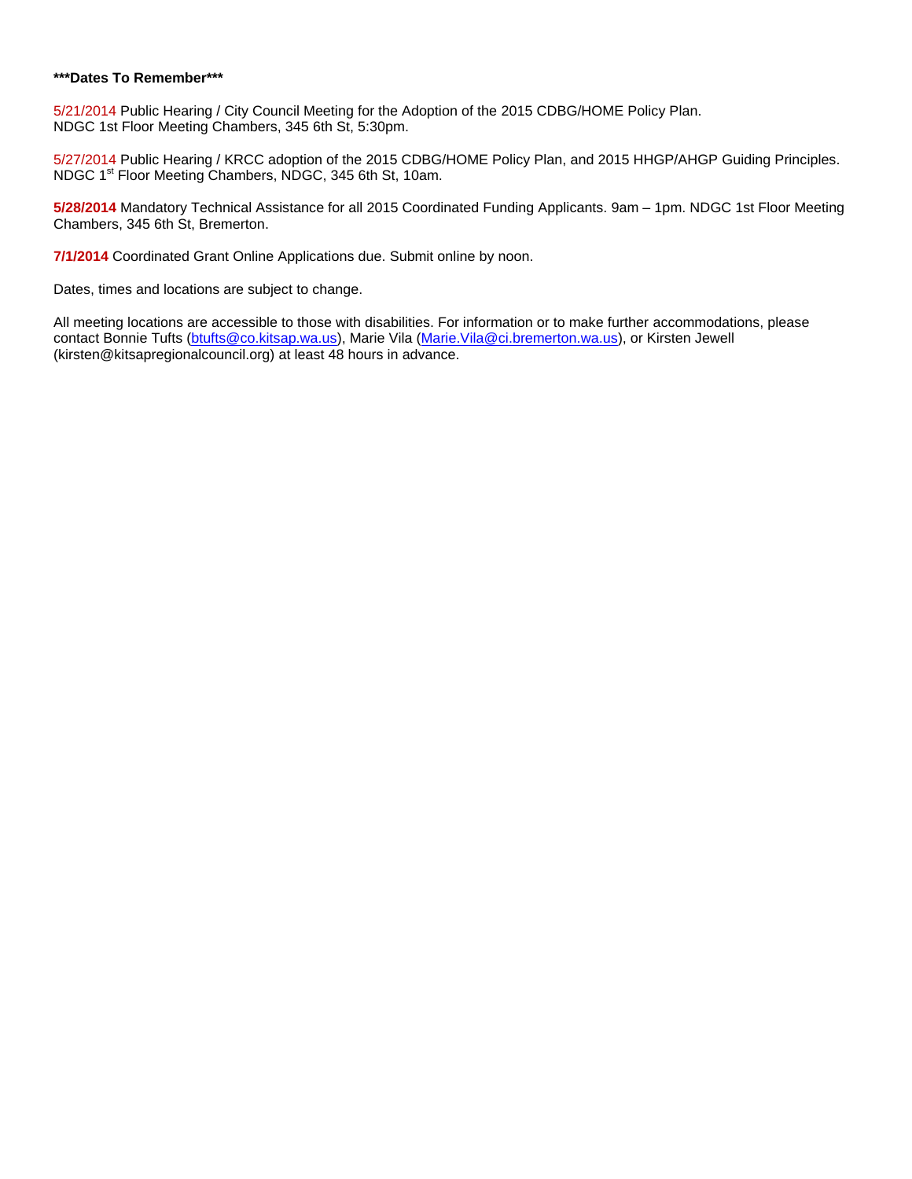**\*\*\*Dates To Remember\*\*\***

5/21/2014 Public Hearing / City Council Meeting for the Adoption of the 2015 CDBG/HOME Policy Plan. NDGC 1st Floor Meeting Chambers, 345 6th St, 5:30pm.

5/27/2014 Public Hearing / KRCC adoption of the 2015 CDBG/HOME Policy Plan, and 2015 HHGP/AHGP Guiding Principles. NDGC 1st Floor Meeting Chambers, NDGC, 345 6th St, 10am.

**5/28/2014** Mandatory Technical Assistance for all 2015 Coordinated Funding Applicants. 9am – 1pm. NDGC 1st Floor Meeting Chambers, 345 6th St, Bremerton.

**7/1/2014** Coordinated Grant Online Applications due. Submit online by noon.

Dates, times and locations are subject to change.

All meeting locations are accessible to those with disabilities. For information or to make further accommodations, please contact Bonnie Tufts (btufts@co.kitsap.wa.us), Marie Vila (Marie.Vila@ci.bremerton.wa.us), or Kirsten Jewell (kirsten@kitsapregionalcouncil.org) at least 48 hours in advance.